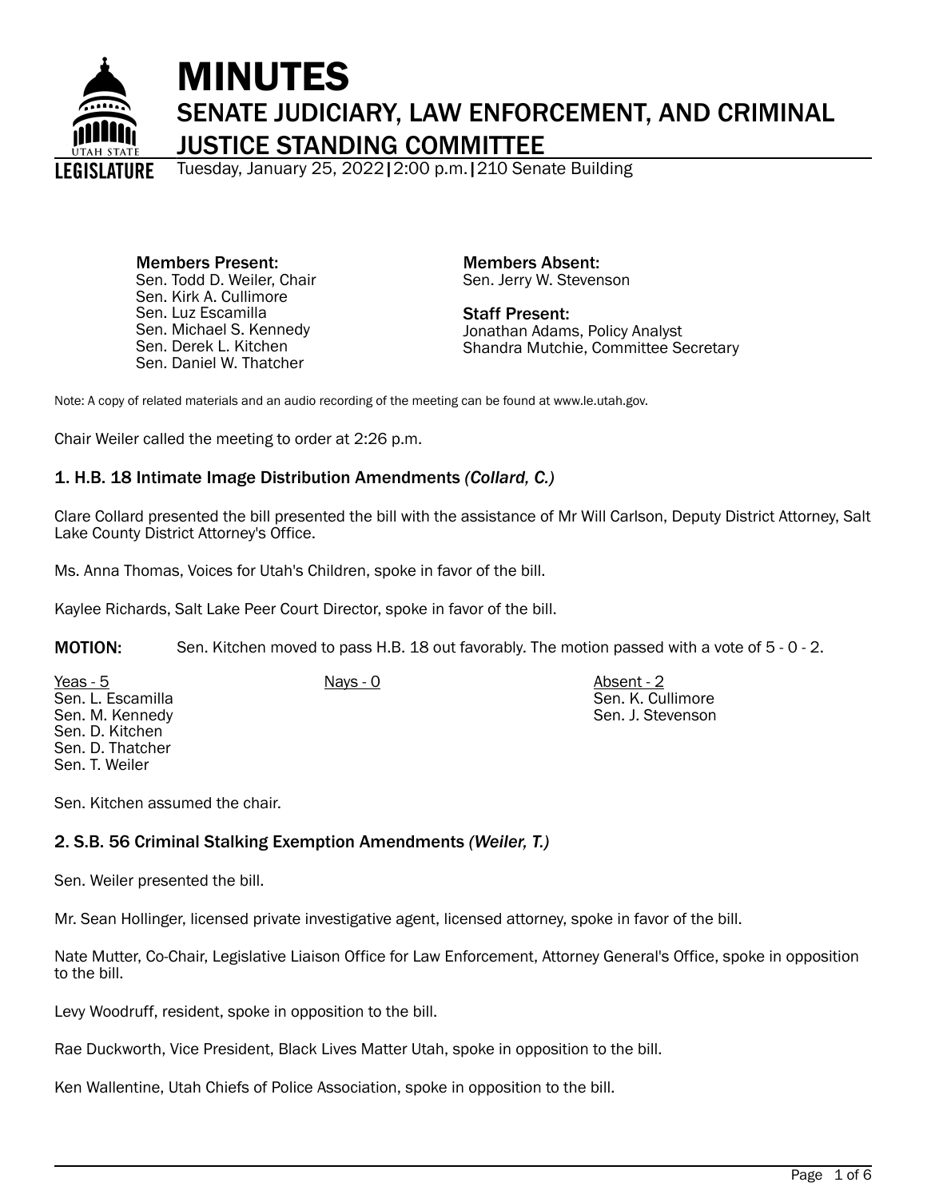# MINUTES

## SENATE JUDICIARY, LAW ENFORCEMENT, AND CRIMINAL JUSTICE STANDING COMMITTEE

Tuesday, January 25, 2022|2:00 p.m.|210 Senate Building

**Members Present:**
Sen. Todd D. Weiler, Chair
Sen. Kirk A. Cullimore
Sen. Luz Escamilla
Sen. Michael S. Kennedy
Sen. Derek L. Kitchen
Sen. Daniel W. Thatcher

**Members Absent:**
Sen. Jerry W. Stevenson

**Staff Present:**
Jonathan Adams, Policy Analyst
Shandra Mutchie, Committee Secretary

Note: A copy of related materials and an audio recording of the meeting can be found at www.le.utah.gov.

Chair Weiler called the meeting to order at 2:26 p.m.

### 1. H.B. 18 Intimate Image Distribution Amendments *(Collard, C.)*

Clare Collard presented the bill presented the bill with the assistance of Mr Will Carlson, Deputy District Attorney, Salt Lake County District Attorney's Office.

Ms. Anna Thomas, Voices for Utah's Children, spoke in favor of the bill.

Kaylee Richards, Salt Lake Peer Court Director, spoke in favor of the bill.

**MOTION:** Sen. Kitchen moved to pass H.B. 18 out favorably. The motion passed with a vote of 5 - 0 - 2.

| Yeas - 5 | Nays - 0 | Absent - 2 |
|---|---|---|
| Sen. L. Escamilla | | Sen. K. Cullimore |
| Sen. M. Kennedy | | Sen. J. Stevenson |
| Sen. D. Kitchen | | |
| Sen. D. Thatcher | | |
| Sen. T. Weiler | | |

Sen. Kitchen assumed the chair.

### 2. S.B. 56 Criminal Stalking Exemption Amendments *(Weiler, T.)*

Sen. Weiler presented the bill.

Mr. Sean Hollinger, licensed private investigative agent, licensed attorney, spoke in favor of the bill.

Nate Mutter, Co-Chair, Legislative Liaison Office for Law Enforcement, Attorney General's Office, spoke in opposition to the bill.

Levy Woodruff, resident, spoke in opposition to the bill.

Rae Duckworth, Vice President, Black Lives Matter Utah, spoke in opposition to the bill.

Ken Wallentine, Utah Chiefs of Police Association, spoke in opposition to the bill.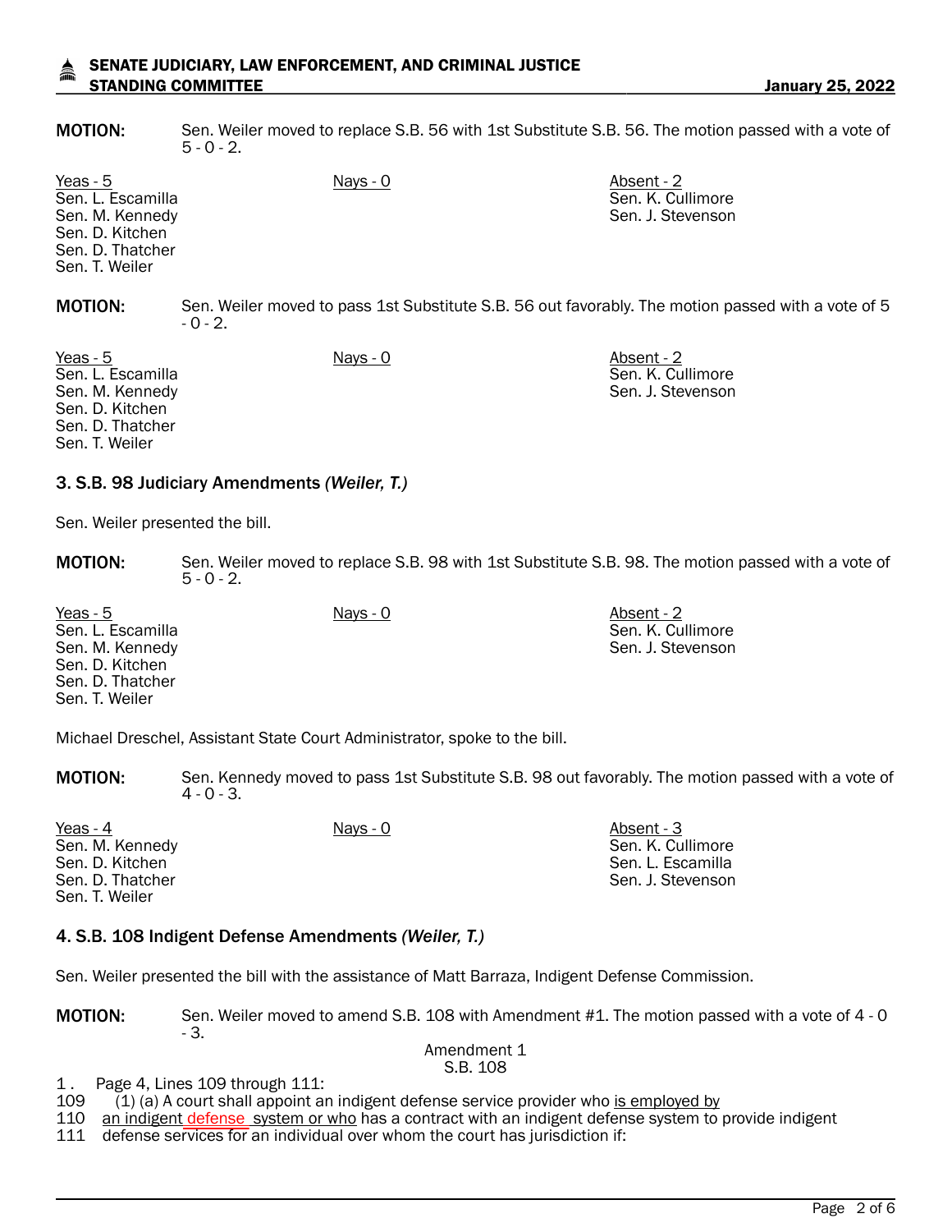**MOTION:** Sen. Weiler moved to replace S.B. 56 with 1st Substitute S.B. 56. The motion passed with a vote of 5 - 0 - 2.

| Yeas - 5 | Nays - 0 | Absent - 2 |
|---|---|---|
| Sen. L. Escamilla | | Sen. K. Cullimore |
| Sen. M. Kennedy | | Sen. J. Stevenson |
| Sen. D. Kitchen | | |
| Sen. D. Thatcher | | |
| Sen. T. Weiler | | |

**MOTION:** Sen. Weiler moved to pass 1st Substitute S.B. 56 out favorably. The motion passed with a vote of 5 - 0 - 2.

| Yeas - 5 | Nays - 0 | Absent - 2 |
|---|---|---|
| Sen. L. Escamilla | | Sen. K. Cullimore |
| Sen. M. Kennedy | | Sen. J. Stevenson |
| Sen. D. Kitchen | | |
| Sen. D. Thatcher | | |
| Sen. T. Weiler | | |

### 3. S.B. 98 Judiciary Amendments *(Weiler, T.)*

Sen. Weiler presented the bill.

**MOTION:** Sen. Weiler moved to replace S.B. 98 with 1st Substitute S.B. 98. The motion passed with a vote of 5 - 0 - 2.

| Yeas - 5 | Nays - 0 | Absent - 2 |
|---|---|---|
| Sen. L. Escamilla | | Sen. K. Cullimore |
| Sen. M. Kennedy | | Sen. J. Stevenson |
| Sen. D. Kitchen | | |
| Sen. D. Thatcher | | |
| Sen. T. Weiler | | |

Michael Dreschel, Assistant State Court Administrator, spoke to the bill.

**MOTION:** Sen. Kennedy moved to pass 1st Substitute S.B. 98 out favorably. The motion passed with a vote of 4 - 0 - 3.

| Yeas - 4 | Nays - 0 | Absent - 3 |
|---|---|---|
| Sen. M. Kennedy | | Sen. K. Cullimore |
| Sen. D. Kitchen | | Sen. L. Escamilla |
| Sen. D. Thatcher | | Sen. J. Stevenson |
| Sen. T. Weiler | | |

### 4. S.B. 108 Indigent Defense Amendments *(Weiler, T.)*

Sen. Weiler presented the bill with the assistance of Matt Barraza, Indigent Defense Commission.

**MOTION:** Sen. Weiler moved to amend S.B. 108 with Amendment #1. The motion passed with a vote of 4 - 0 - 3.

Amendment 1
S.B. 108

1 . Page 4, Lines 109 through 111:

109 (1) (a) A court shall appoint an indigent defense service provider who is employed by
110 an indigent defense system or who has a contract with an indigent defense system to provide indigent
111 defense services for an individual over whom the court has jurisdiction if: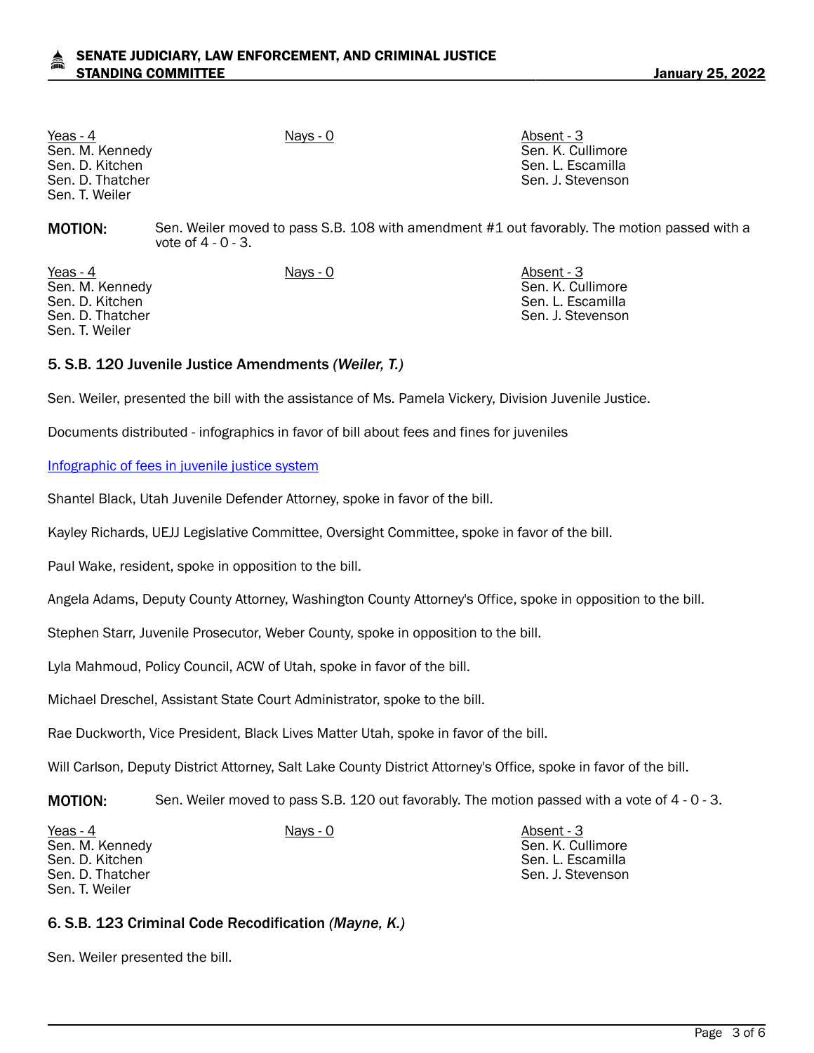| Yeas - 4 | Nays - 0 | Absent - 3 |
|---|---|---|
| Sen. M. Kennedy | | Sen. K. Cullimore |
| Sen. D. Kitchen | | Sen. L. Escamilla |
| Sen. D. Thatcher | | Sen. J. Stevenson |
| Sen. T. Weiler | | |

**MOTION:** Sen. Weiler moved to pass S.B. 108 with amendment #1 out favorably. The motion passed with a vote of 4 - 0 - 3.

| Yeas - 4 | Nays - 0 | Absent - 3 |
|---|---|---|
| Sen. M. Kennedy | | Sen. K. Cullimore |
| Sen. D. Kitchen | | Sen. L. Escamilla |
| Sen. D. Thatcher | | Sen. J. Stevenson |
| Sen. T. Weiler | | |

### 5. S.B. 120 Juvenile Justice Amendments *(Weiler, T.)*

Sen. Weiler, presented the bill with the assistance of Ms. Pamela Vickery, Division Juvenile Justice.

Documents distributed - infographics in favor of bill about fees and fines for juveniles

Infographic of fees in juvenile justice system

Shantel Black, Utah Juvenile Defender Attorney, spoke in favor of the bill.

Kayley Richards, UEJJ Legislative Committee, Oversight Committee, spoke in favor of the bill.

Paul Wake, resident, spoke in opposition to the bill.

Angela Adams, Deputy County Attorney, Washington County Attorney's Office, spoke in opposition to the bill.

Stephen Starr, Juvenile Prosecutor, Weber County, spoke in opposition to the bill.

Lyla Mahmoud, Policy Council, ACW of Utah, spoke in favor of the bill.

Michael Dreschel, Assistant State Court Administrator, spoke to the bill.

Rae Duckworth, Vice President, Black Lives Matter Utah, spoke in favor of the bill.

Will Carlson, Deputy District Attorney, Salt Lake County District Attorney's Office, spoke in favor of the bill.

**MOTION:** Sen. Weiler moved to pass S.B. 120 out favorably. The motion passed with a vote of 4 - 0 - 3.

| Yeas - 4 | Nays - 0 | Absent - 3 |
|---|---|---|
| Sen. M. Kennedy | | Sen. K. Cullimore |
| Sen. D. Kitchen | | Sen. L. Escamilla |
| Sen. D. Thatcher | | Sen. J. Stevenson |
| Sen. T. Weiler | | |

### 6. S.B. 123 Criminal Code Recodification *(Mayne, K.)*

Sen. Weiler presented the bill.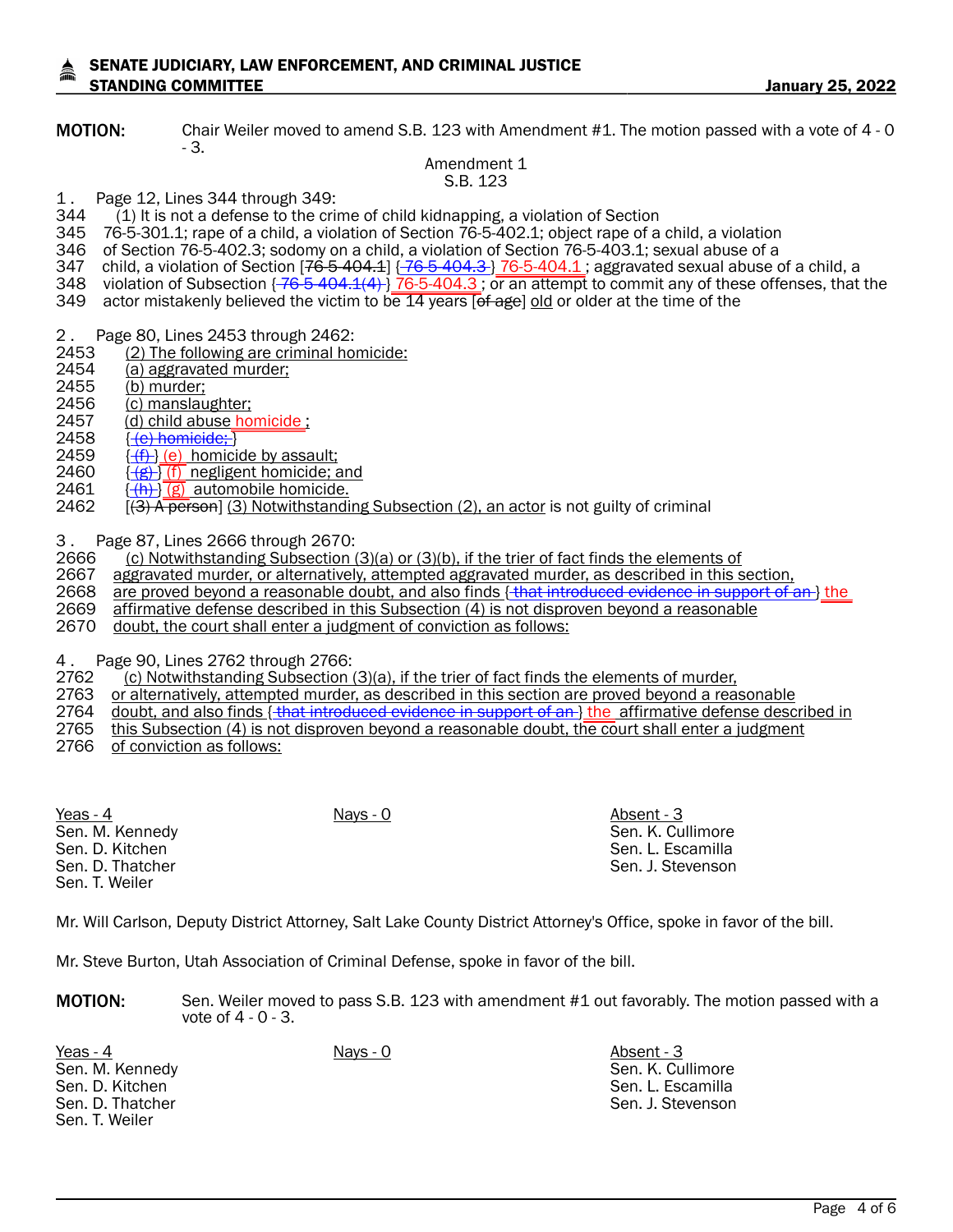**MOTION:** Chair Weiler moved to amend S.B. 123 with Amendment #1. The motion passed with a vote of 4 - 0 - 3.

Amendment 1
S.B. 123

1 . Page 12, Lines 344 through 349:

344 (1) It is not a defense to the crime of child kidnapping, a violation of Section
345 76-5-301.1; rape of a child, a violation of Section 76-5-402.1; object rape of a child, a violation
346 of Section 76-5-402.3; sodomy on a child, a violation of Section 76-5-403.1; sexual abuse of a
347 child, a violation of Section [~~76-5-404.1~~] {~~76-5-404.3~~} 76-5-404.1 ; aggravated sexual abuse of a child, a
348 violation of Subsection {~~76-5-404.1(4)~~} 76-5-404.3 ; or an attempt to commit any of these offenses, that the
349 actor mistakenly believed the victim to be 14 years [~~of age~~] old or older at the time of the

2 . Page 80, Lines 2453 through 2462:

2453 (2) The following are criminal homicide:
2454 (a) aggravated murder;
2455 (b) murder;
2456 (c) manslaughter;
2457 (d) child abuse homicide ;
2458 {~~(e) homicide;~~ }
2459 {~~(f)~~} (e) homicide by assault;
2460 {~~(g)~~} (f) negligent homicide; and
2461 {~~(h)~~} (g) automobile homicide.
2462 [~~(3) A person~~] (3) Notwithstanding Subsection (2), an actor is not guilty of criminal

3 . Page 87, Lines 2666 through 2670:

2666 (c) Notwithstanding Subsection (3)(a) or (3)(b), if the trier of fact finds the elements of
2667 aggravated murder, or alternatively, attempted aggravated murder, as described in this section,
2668 are proved beyond a reasonable doubt, and also finds {~~that introduced evidence in support of an~~} the
2669 affirmative defense described in this Subsection (4) is not disproven beyond a reasonable
2670 doubt, the court shall enter a judgment of conviction as follows:

4 . Page 90, Lines 2762 through 2766:

2762 (c) Notwithstanding Subsection (3)(a), if the trier of fact finds the elements of murder,
2763 or alternatively, attempted murder, as described in this section are proved beyond a reasonable
2764 doubt, and also finds {~~that introduced evidence in support of an~~} the affirmative defense described in
2765 this Subsection (4) is not disproven beyond a reasonable doubt, the court shall enter a judgment
2766 of conviction as follows:

| Yeas - 4 | Nays - 0 | Absent - 3 |
|---|---|---|
| Sen. M. Kennedy | | Sen. K. Cullimore |
| Sen. D. Kitchen | | Sen. L. Escamilla |
| Sen. D. Thatcher | | Sen. J. Stevenson |
| Sen. T. Weiler | | |

Mr. Will Carlson, Deputy District Attorney, Salt Lake County District Attorney's Office, spoke in favor of the bill.

Mr. Steve Burton, Utah Association of Criminal Defense, spoke in favor of the bill.

**MOTION:** Sen. Weiler moved to pass S.B. 123 with amendment #1 out favorably. The motion passed with a vote of 4 - 0 - 3.

| Yeas - 4 | Nays - 0 | Absent - 3 |
|---|---|---|
| Sen. M. Kennedy | | Sen. K. Cullimore |
| Sen. D. Kitchen | | Sen. L. Escamilla |
| Sen. D. Thatcher | | Sen. J. Stevenson |
| Sen. T. Weiler | | |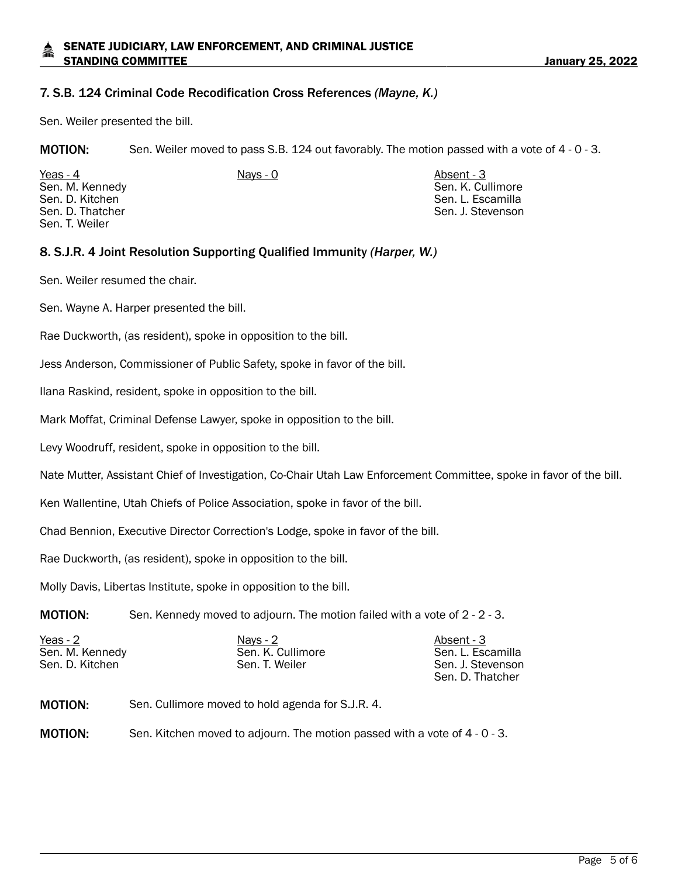### 7. S.B. 124 Criminal Code Recodification Cross References *(Mayne, K.)*

Sen. Weiler presented the bill.

**MOTION:** Sen. Weiler moved to pass S.B. 124 out favorably. The motion passed with a vote of 4 - 0 - 3.

| Yeas - 4 | Nays - 0 | Absent - 3 |
|---|---|---|
| Sen. M. Kennedy | | Sen. K. Cullimore |
| Sen. D. Kitchen | | Sen. L. Escamilla |
| Sen. D. Thatcher | | Sen. J. Stevenson |
| Sen. T. Weiler | | |

### 8. S.J.R. 4 Joint Resolution Supporting Qualified Immunity *(Harper, W.)*

Sen. Weiler resumed the chair.

Sen. Wayne A. Harper presented the bill.

Rae Duckworth, (as resident), spoke in opposition to the bill.

Jess Anderson, Commissioner of Public Safety, spoke in favor of the bill.

Ilana Raskind, resident, spoke in opposition to the bill.

Mark Moffat, Criminal Defense Lawyer, spoke in opposition to the bill.

Levy Woodruff, resident, spoke in opposition to the bill.

Nate Mutter, Assistant Chief of Investigation, Co-Chair Utah Law Enforcement Committee, spoke in favor of the bill.

Ken Wallentine, Utah Chiefs of Police Association, spoke in favor of the bill.

Chad Bennion, Executive Director Correction's Lodge, spoke in favor of the bill.

Rae Duckworth, (as resident), spoke in opposition to the bill.

Molly Davis, Libertas Institute, spoke in opposition to the bill.

**MOTION:** Sen. Kennedy moved to adjourn. The motion failed with a vote of 2 - 2 - 3.

| Yeas - 2 | Nays - 2 | Absent - 3 |
|---|---|---|
| Sen. M. Kennedy | Sen. K. Cullimore | Sen. L. Escamilla |
| Sen. D. Kitchen | Sen. T. Weiler | Sen. J. Stevenson |
| | | Sen. D. Thatcher |

**MOTION:** Sen. Cullimore moved to hold agenda for S.J.R. 4.

**MOTION:** Sen. Kitchen moved to adjourn. The motion passed with a vote of 4 - 0 - 3.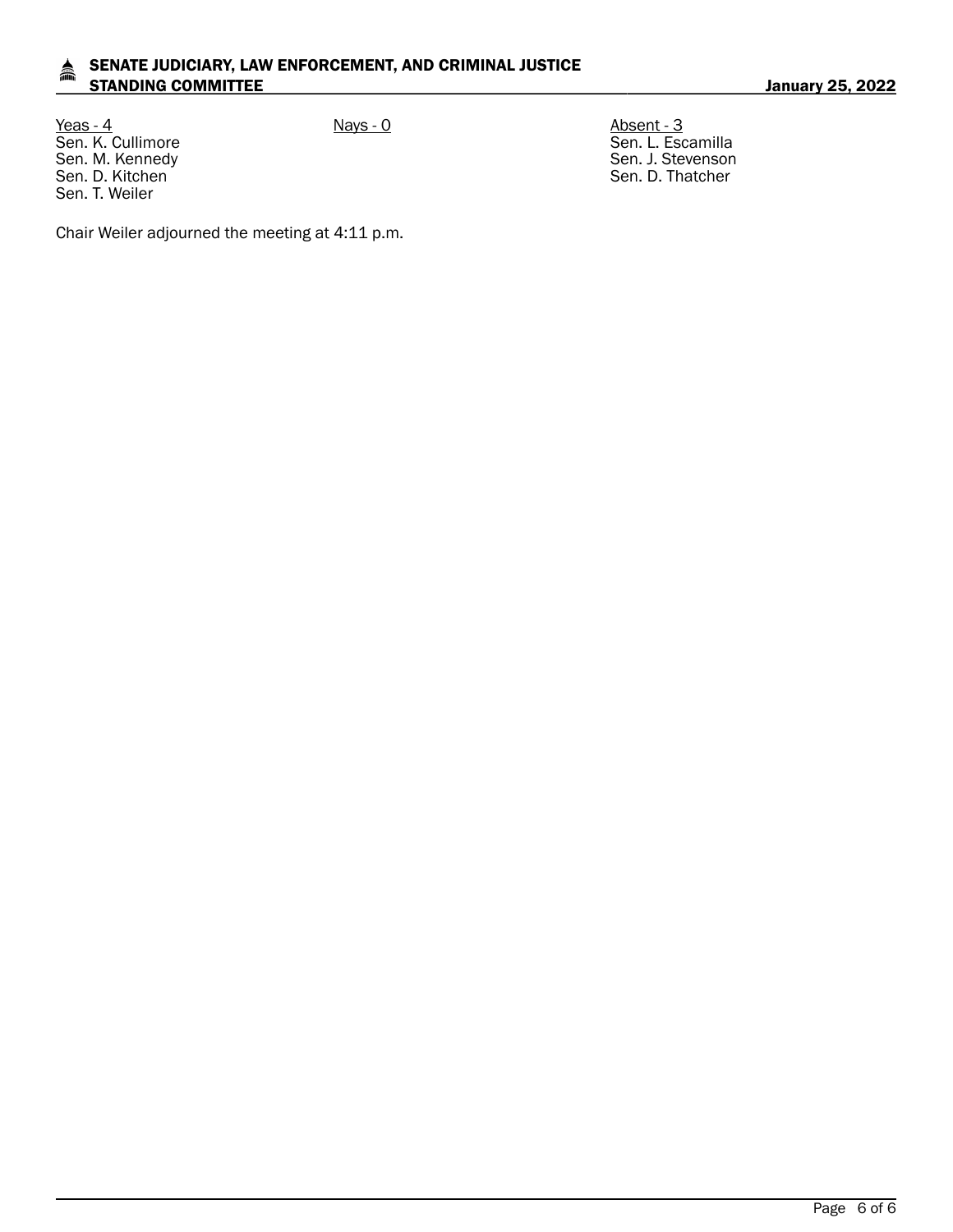| Yeas - 4 | Nays - 0 | Absent - 3 |
| --- | --- | --- |
| Sen. K. Cullimore | | Sen. L. Escamilla |
| Sen. M. Kennedy | | Sen. J. Stevenson |
| Sen. D. Kitchen | | Sen. D. Thatcher |
| Sen. T. Weiler | | |

Chair Weiler adjourned the meeting at 4:11 p.m.